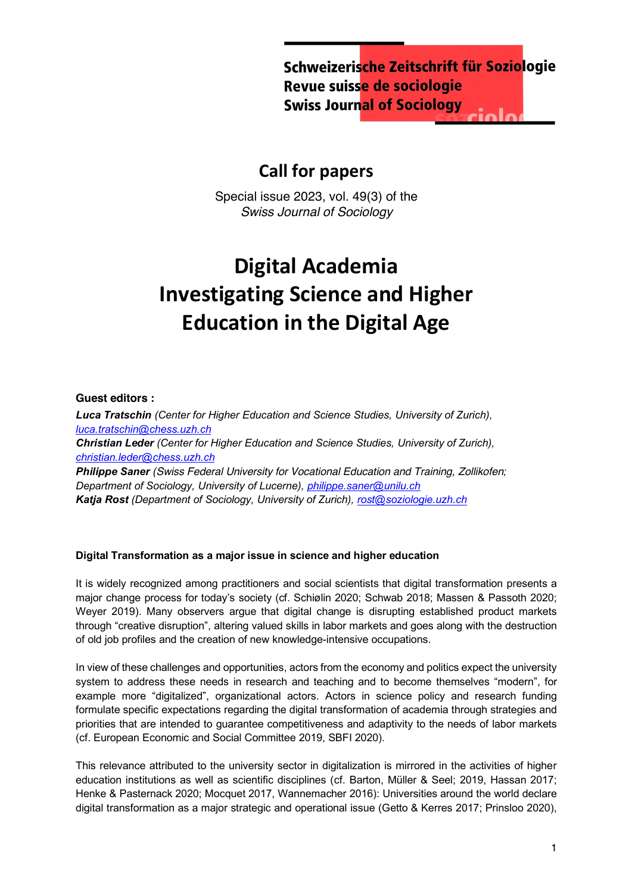Schweizerische Zeitschrift für Soziologie
Revue suisse de sociologie
Swiss Journal of Sociology

## Call for papers

Special issue 2023, vol. 49(3) of the
*Swiss Journal of Sociology*

# Digital Academia
# Investigating Science and Higher Education in the Digital Age

**Guest editors :**

***Luca Tratschin*** *(Center for Higher Education and Science Studies, University of Zurich),* *luca.tratschin@chess.uzh.ch*
***Christian Leder*** *(Center for Higher Education and Science Studies, University of Zurich),* *christian.leder@chess.uzh.ch*
***Philippe Saner*** *(Swiss Federal University for Vocational Education and Training, Zollikofen; Department of Sociology, University of Lucerne),* *philippe.saner@unilu.ch*
***Katja Rost*** (Department of Sociology, University of Zurich), rost@soziologie.uzh.ch

**Digital Transformation as a major issue in science and higher education**

It is widely recognized among practitioners and social scientists that digital transformation presents a major change process for today's society (cf. Schiølin 2020; Schwab 2018; Massen & Passoth 2020; Weyer 2019). Many observers argue that digital change is disrupting established product markets through "creative disruption", altering valued skills in labor markets and goes along with the destruction of old job profiles and the creation of new knowledge-intensive occupations.

In view of these challenges and opportunities, actors from the economy and politics expect the university system to address these needs in research and teaching and to become themselves "modern", for example more "digitalized", organizational actors. Actors in science policy and research funding formulate specific expectations regarding the digital transformation of academia through strategies and priorities that are intended to guarantee competitiveness and adaptivity to the needs of labor markets (cf. European Economic and Social Committee 2019, SBFI 2020).

This relevance attributed to the university sector in digitalization is mirrored in the activities of higher education institutions as well as scientific disciplines (cf. Barton, Müller & Seel; 2019, Hassan 2017; Henke & Pasternack 2020; Mocquet 2017, Wannemacher 2016): Universities around the world declare digital transformation as a major strategic and operational issue (Getto & Kerres 2017; Prinsloo 2020),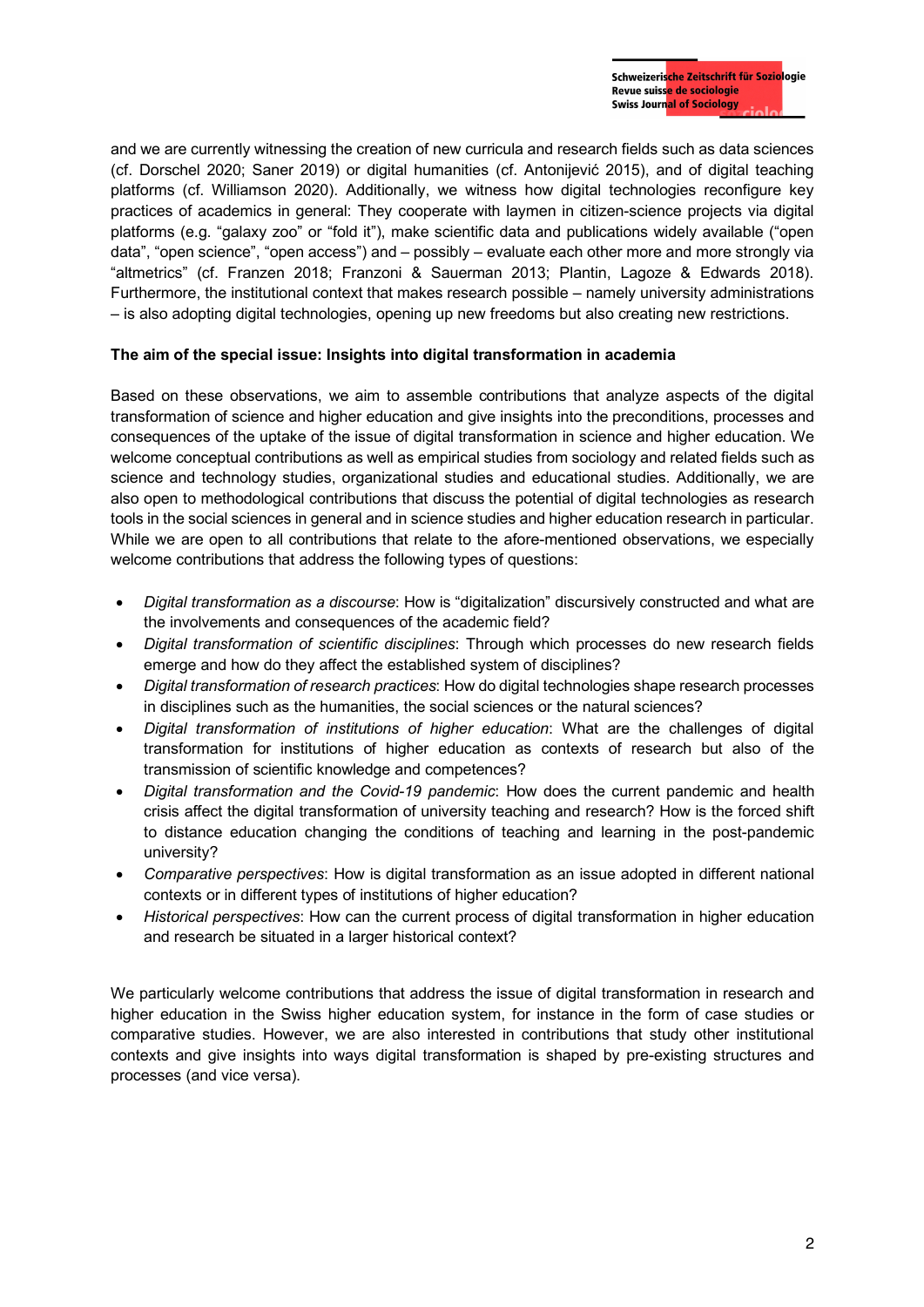and we are currently witnessing the creation of new curricula and research fields such as data sciences (cf. Dorschel 2020; Saner 2019) or digital humanities (cf. Antonijević 2015), and of digital teaching platforms (cf. Williamson 2020). Additionally, we witness how digital technologies reconfigure key practices of academics in general: They cooperate with laymen in citizen-science projects via digital platforms (e.g. "galaxy zoo" or "fold it"), make scientific data and publications widely available ("open data", "open science", "open access") and – possibly – evaluate each other more and more strongly via "altmetrics" (cf. Franzen 2018; Franzoni & Sauerman 2013; Plantin, Lagoze & Edwards 2018). Furthermore, the institutional context that makes research possible – namely university administrations – is also adopting digital technologies, opening up new freedoms but also creating new restrictions.

**The aim of the special issue: Insights into digital transformation in academia**

Based on these observations, we aim to assemble contributions that analyze aspects of the digital transformation of science and higher education and give insights into the preconditions, processes and consequences of the uptake of the issue of digital transformation in science and higher education. We welcome conceptual contributions as well as empirical studies from sociology and related fields such as science and technology studies, organizational studies and educational studies. Additionally, we are also open to methodological contributions that discuss the potential of digital technologies as research tools in the social sciences in general and in science studies and higher education research in particular. While we are open to all contributions that relate to the afore-mentioned observations, we especially welcome contributions that address the following types of questions:

- *Digital transformation as a discourse*: How is "digitalization" discursively constructed and what are the involvements and consequences of the academic field?
- *Digital transformation of scientific disciplines*: Through which processes do new research fields emerge and how do they affect the established system of disciplines?
- *Digital transformation of research practices*: How do digital technologies shape research processes in disciplines such as the humanities, the social sciences or the natural sciences?
- *Digital transformation of institutions of higher education*: What are the challenges of digital transformation for institutions of higher education as contexts of research but also of the transmission of scientific knowledge and competences?
- *Digital transformation and the Covid-19 pandemic*: How does the current pandemic and health crisis affect the digital transformation of university teaching and research? How is the forced shift to distance education changing the conditions of teaching and learning in the post-pandemic university?
- *Comparative perspectives*: How is digital transformation as an issue adopted in different national contexts or in different types of institutions of higher education?
- *Historical perspectives*: How can the current process of digital transformation in higher education and research be situated in a larger historical context?

We particularly welcome contributions that address the issue of digital transformation in research and higher education in the Swiss higher education system, for instance in the form of case studies or comparative studies. However, we are also interested in contributions that study other institutional contexts and give insights into ways digital transformation is shaped by pre-existing structures and processes (and vice versa).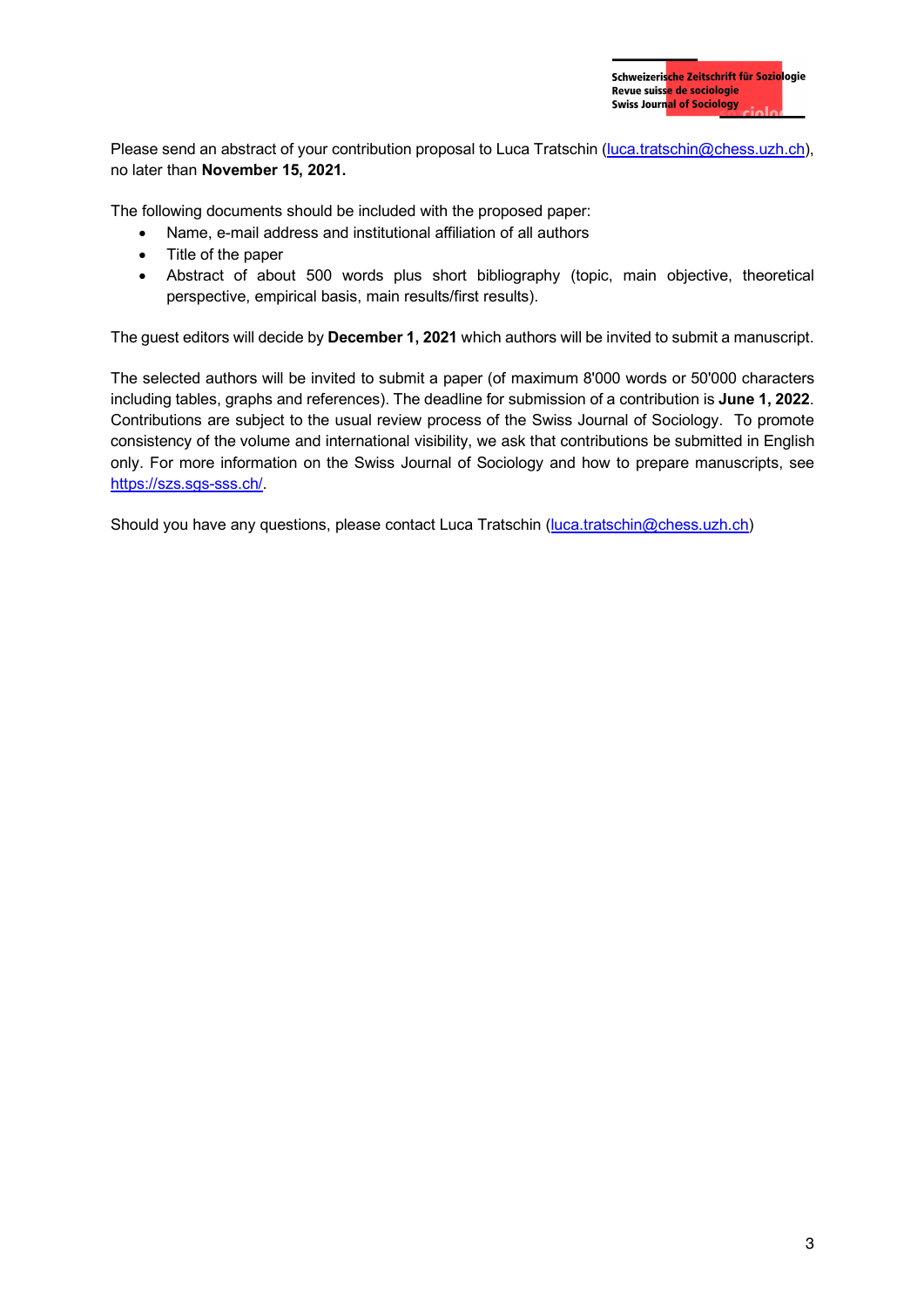Please send an abstract of your contribution proposal to Luca Tratschin (luca.tratschin@chess.uzh.ch), no later than **November 15, 2021.**

The following documents should be included with the proposed paper:

- Name, e-mail address and institutional affiliation of all authors
- Title of the paper
- Abstract of about 500 words plus short bibliography (topic, main objective, theoretical perspective, empirical basis, main results/first results).

The guest editors will decide by **December 1, 2021** which authors will be invited to submit a manuscript.

The selected authors will be invited to submit a paper (of maximum 8'000 words or 50'000 characters including tables, graphs and references). The deadline for submission of a contribution is **June 1, 2022**. Contributions are subject to the usual review process of the Swiss Journal of Sociology. To promote consistency of the volume and international visibility, we ask that contributions be submitted in English only. For more information on the Swiss Journal of Sociology and how to prepare manuscripts, see https://szs.sgs-sss.ch/.

Should you have any questions, please contact Luca Tratschin (luca.tratschin@chess.uzh.ch)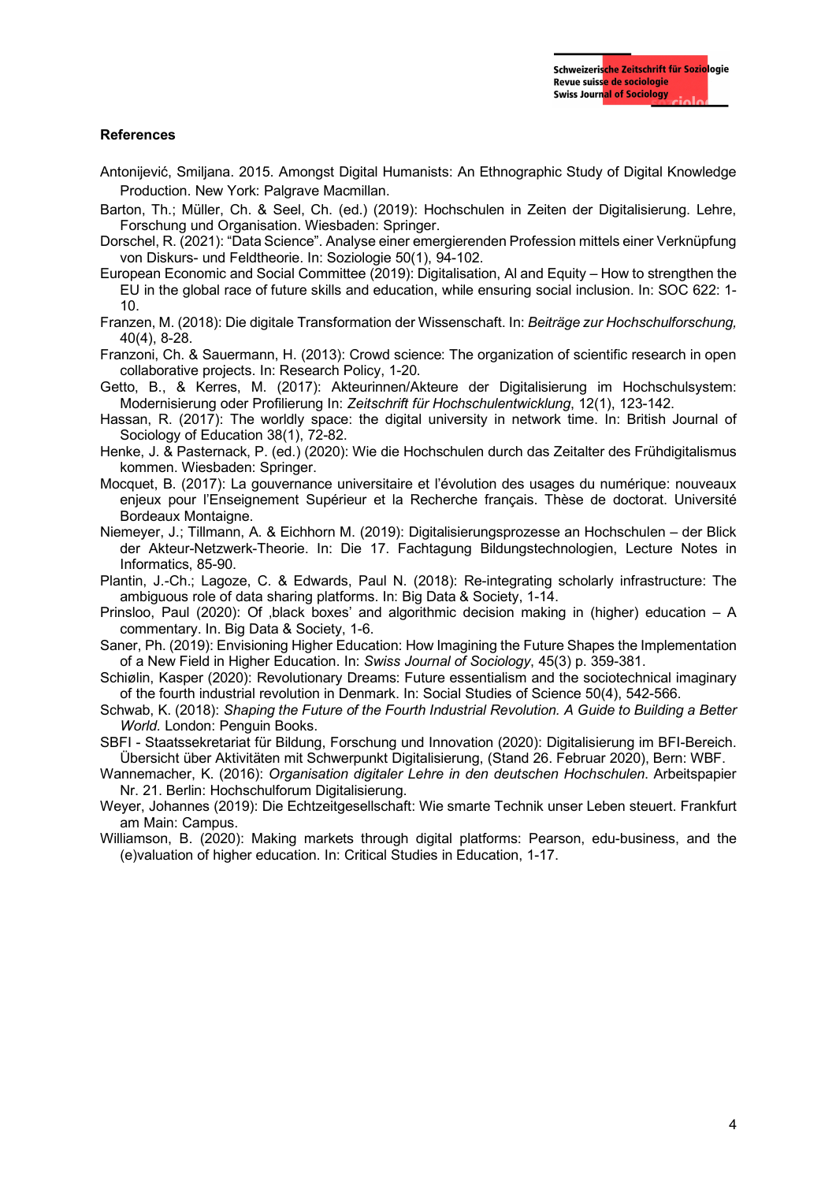**References**

Antonijević, Smiljana. 2015. Amongst Digital Humanists: An Ethnographic Study of Digital Knowledge Production. New York: Palgrave Macmillan.

Barton, Th.; Müller, Ch. & Seel, Ch. (ed.) (2019): Hochschulen in Zeiten der Digitalisierung. Lehre, Forschung und Organisation. Wiesbaden: Springer.

Dorschel, R. (2021): "Data Science". Analyse einer emergierenden Profession mittels einer Verknüpfung von Diskurs- und Feldtheorie. In: Soziologie 50(1), 94-102.

European Economic and Social Committee (2019): Digitalisation, AI and Equity – How to strengthen the EU in the global race of future skills and education, while ensuring social inclusion. In: SOC 622: 1-10.

Franzen, M. (2018): Die digitale Transformation der Wissenschaft. In: *Beiträge zur Hochschulforschung,* 40(4), 8-28.

Franzoni, Ch. & Sauermann, H. (2013): Crowd science: The organization of scientific research in open collaborative projects. In: Research Policy, 1-20.

Getto, B., & Kerres, M. (2017): Akteurinnen/Akteure der Digitalisierung im Hochschulsystem: Modernisierung oder Profilierung In: *Zeitschrift für Hochschulentwicklung*, 12(1), 123-142.

Hassan, R. (2017): The worldly space: the digital university in network time. In: British Journal of Sociology of Education 38(1), 72-82.

Henke, J. & Pasternack, P. (ed.) (2020): Wie die Hochschulen durch das Zeitalter des Frühdigitalismus kommen. Wiesbaden: Springer.

Mocquet, B. (2017): La gouvernance universitaire et l'évolution des usages du numérique: nouveaux enjeux pour l'Enseignement Supérieur et la Recherche français. Thèse de doctorat. Université Bordeaux Montaigne.

Niemeyer, J.; Tillmann, A. & Eichhorn M. (2019): Digitalisierungsprozesse an Hochschulen – der Blick der Akteur-Netzwerk-Theorie. In: Die 17. Fachtagung Bildungstechnologien, Lecture Notes in Informatics, 85-90.

Plantin, J.-Ch.; Lagoze, C. & Edwards, Paul N. (2018): Re-integrating scholarly infrastructure: The ambiguous role of data sharing platforms. In: Big Data & Society, 1-14.

Prinsloo, Paul (2020): Of ‚black boxes' and algorithmic decision making in (higher) education – A commentary. In. Big Data & Society, 1-6.

Saner, Ph. (2019): Envisioning Higher Education: How Imagining the Future Shapes the Implementation of a New Field in Higher Education. In: *Swiss Journal of Sociology*, 45(3) p. 359-381.

Schiølin, Kasper (2020): Revolutionary Dreams: Future essentialism and the sociotechnical imaginary of the fourth industrial revolution in Denmark. In: Social Studies of Science 50(4), 542-566.

Schwab, K. (2018): *Shaping the Future of the Fourth Industrial Revolution. A Guide to Building a Better World.* London: Penguin Books.

SBFI - Staatssekretariat für Bildung, Forschung und Innovation (2020): Digitalisierung im BFI-Bereich. Übersicht über Aktivitäten mit Schwerpunkt Digitalisierung, (Stand 26. Februar 2020), Bern: WBF.

Wannemacher, K. (2016): *Organisation digitaler Lehre in den deutschen Hochschulen*. Arbeitspapier Nr. 21. Berlin: Hochschulforum Digitalisierung.

Weyer, Johannes (2019): Die Echtzeitgesellschaft: Wie smarte Technik unser Leben steuert. Frankfurt am Main: Campus.

Williamson, B. (2020): Making markets through digital platforms: Pearson, edu-business, and the (e)valuation of higher education. In: Critical Studies in Education, 1-17.